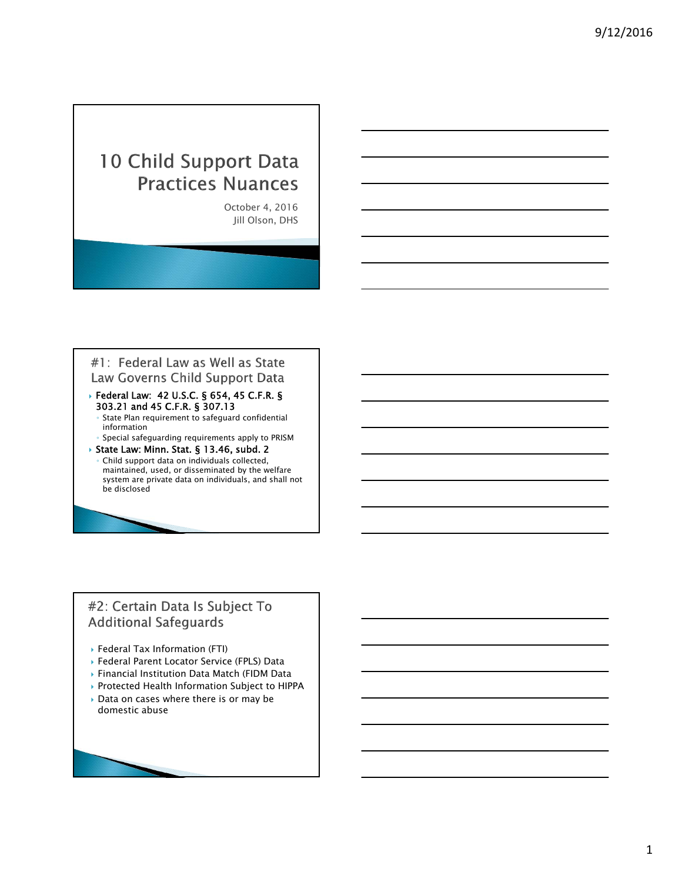# 10 Child Support Data Practices Nuances

October 4, 2016
Jill Olson, DHS

## #1: Federal Law as Well as State Law Governs Child Support Data

- **Federal Law: 42 U.S.C. § 654, 45 C.F.R. § 303.21 and 45 C.F.R. § 307.13**
  - State Plan requirement to safeguard confidential information
  - Special safeguarding requirements apply to PRISM
- **State Law: Minn. Stat. § 13.46, subd. 2**
  - Child support data on individuals collected, maintained, used, or disseminated by the welfare system are private data on individuals, and shall not be disclosed

## #2: Certain Data Is Subject To Additional Safeguards

- Federal Tax Information (FTI)
- Federal Parent Locator Service (FPLS) Data
- Financial Institution Data Match (FIDM Data
- Protected Health Information Subject to HIPPA
- Data on cases where there is or may be domestic abuse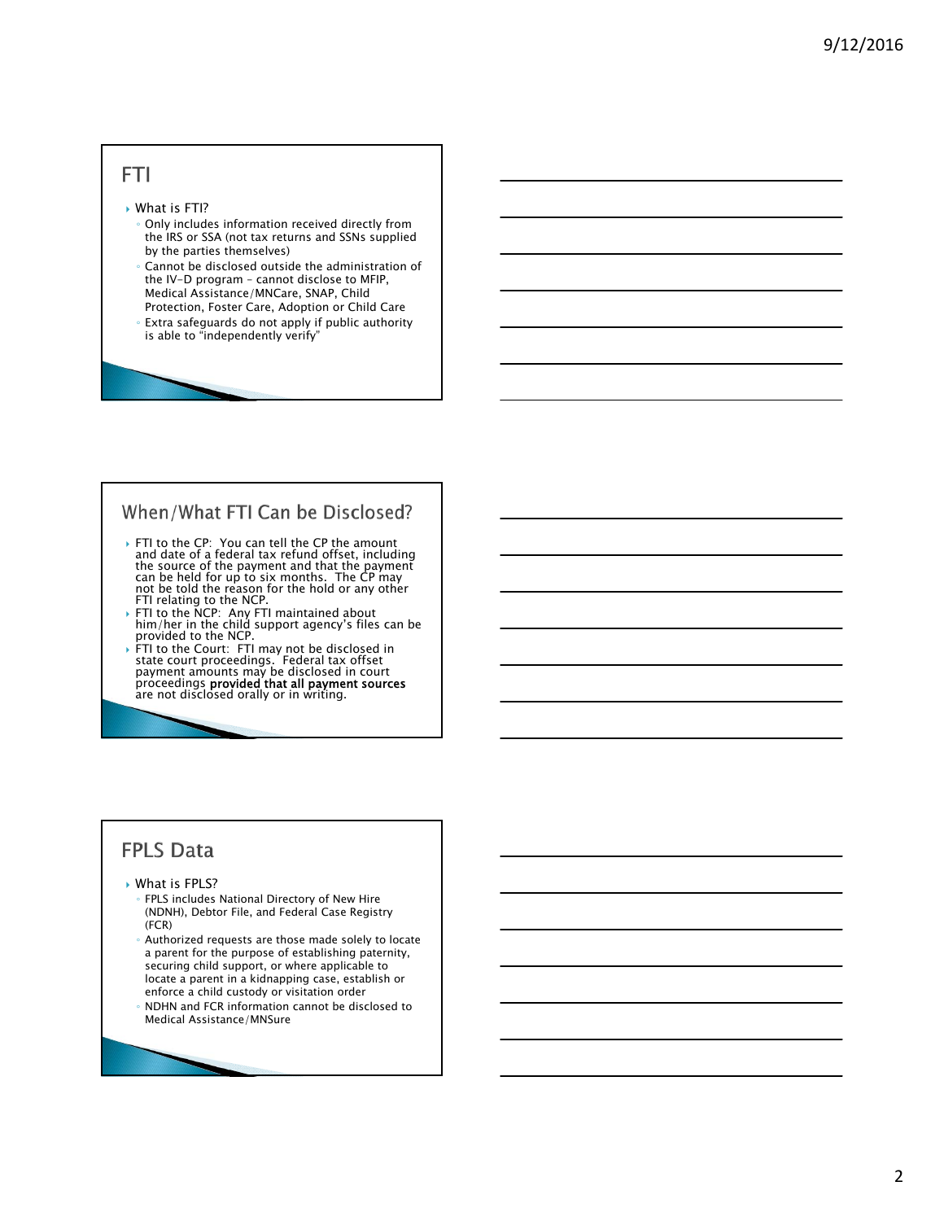## FTI

- What is FTI?
  - Only includes information received directly from the IRS or SSA (not tax returns and SSNs supplied by the parties themselves)
  - Cannot be disclosed outside the administration of the IV-D program – cannot disclose to MFIP, Medical Assistance/MNCare, SNAP, Child Protection, Foster Care, Adoption or Child Care
  - Extra safeguards do not apply if public authority is able to "independently verify"

## When/What FTI Can be Disclosed?

- FTI to the CP: You can tell the CP the amount and date of a federal tax refund offset, including the source of the payment and that the payment can be held for up to six months. The CP may not be told the reason for the hold or any other FTI relating to the NCP.
- FTI to the NCP: Any FTI maintained about him/her in the child support agency's files can be provided to the NCP.
- FTI to the Court: FTI may not be disclosed in state court proceedings. Federal tax offset payment amounts may be disclosed in court proceedings **provided that all payment sources** are not disclosed orally or in writing.

## FPLS Data

- What is FPLS?
  - FPLS includes National Directory of New Hire (NDNH), Debtor File, and Federal Case Registry (FCR)
  - Authorized requests are those made solely to locate a parent for the purpose of establishing paternity, securing child support, or where applicable to locate a parent in a kidnapping case, establish or enforce a child custody or visitation order
  - NDHN and FCR information cannot be disclosed to Medical Assistance/MNSure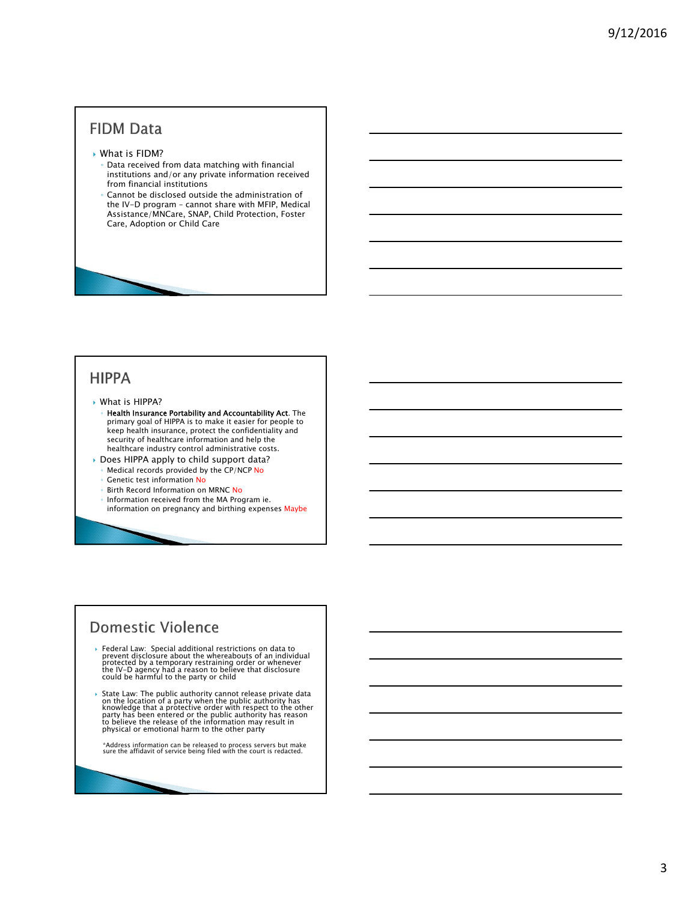## FIDM Data

- What is FIDM?
  - Data received from data matching with financial institutions and/or any private information received from financial institutions
  - Cannot be disclosed outside the administration of the IV-D program – cannot share with MFIP, Medical Assistance/MNCare, SNAP, Child Protection, Foster Care, Adoption or Child Care

## HIPPA

- What is HIPPA?
  - **Health Insurance Portability and Accountability Act**. The primary goal of HIPPA is to make it easier for people to keep health insurance, protect the confidentiality and security of healthcare information and help the healthcare industry control administrative costs.
- Does HIPPA apply to child support data?
  - Medical records provided by the CP/NCP No
  - Genetic test information No
  - Birth Record Information on MRNC No
  - Information received from the MA Program ie. information on pregnancy and birthing expenses Maybe

## Domestic Violence

- Federal Law: Special additional restrictions on data to prevent disclosure about the whereabouts of an individual protected by a temporary restraining order or whenever the IV-D agency had a reason to believe that disclosure could be harmful to the party or child

- State Law: The public authority cannot release private data on the location of a party when the public authority has knowledge that a protective order with respect to the other party has been entered or the public authority has reason to believe the release of the information may result in physical or emotional harm to the other party

*Address information can be released to process servers but make sure the affidavit of service being filed with the court is redacted.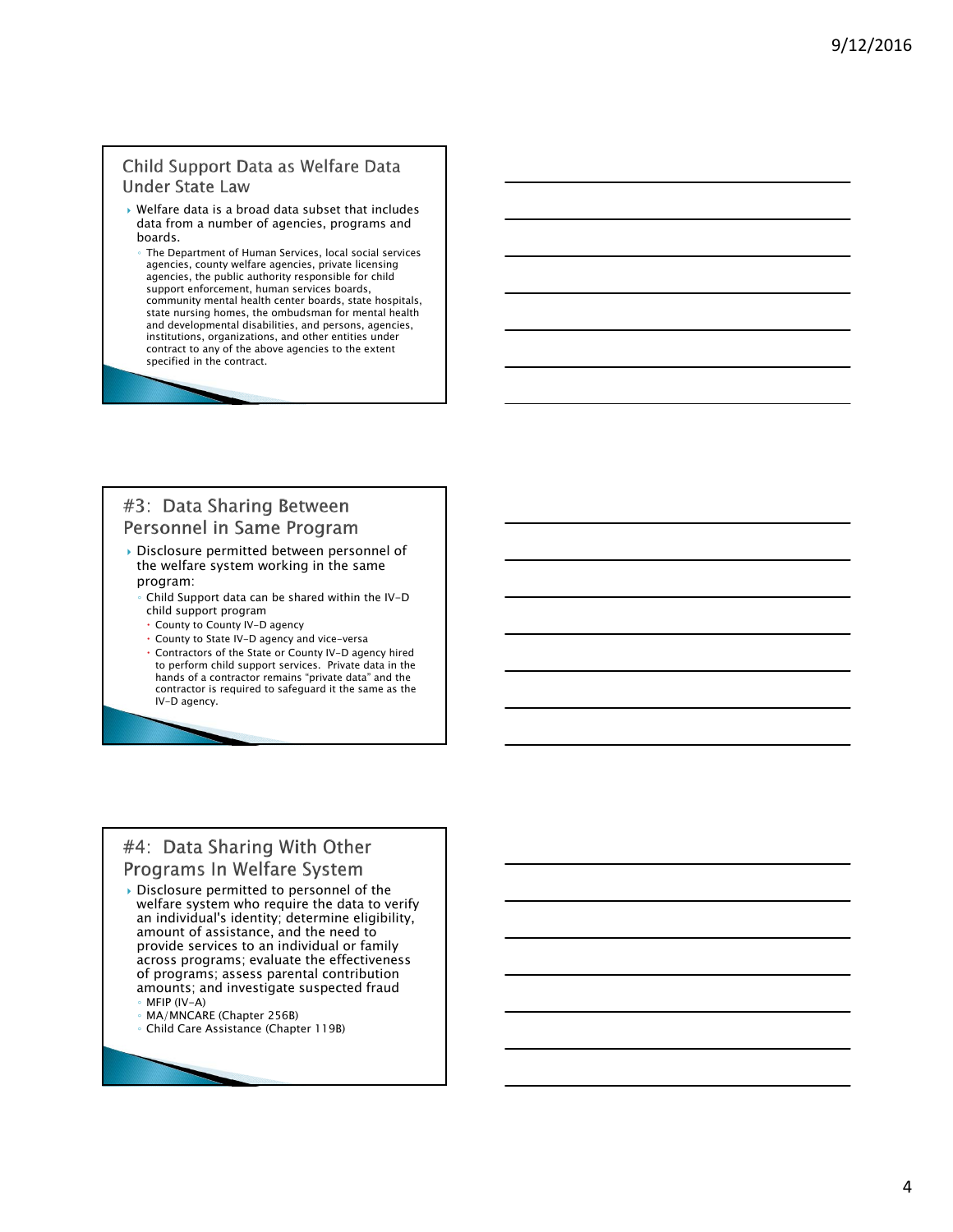## Child Support Data as Welfare Data Under State Law

- Welfare data is a broad data subset that includes data from a number of agencies, programs and boards.
  - The Department of Human Services, local social services agencies, county welfare agencies, private licensing agencies, the public authority responsible for child support enforcement, human services boards, community mental health center boards, state hospitals, state nursing homes, the ombudsman for mental health and developmental disabilities, and persons, agencies, institutions, organizations, and other entities under contract to any of the above agencies to the extent specified in the contract.

## #3: Data Sharing Between Personnel in Same Program

- Disclosure permitted between personnel of the welfare system working in the same program:
  - Child Support data can be shared within the IV-D child support program
    - County to County IV-D agency
    - County to State IV-D agency and vice-versa
    - Contractors of the State or County IV-D agency hired to perform child support services. Private data in the hands of a contractor remains "private data" and the contractor is required to safeguard it the same as the IV-D agency.

## #4: Data Sharing With Other Programs In Welfare System

- Disclosure permitted to personnel of the welfare system who require the data to verify an individual's identity; determine eligibility, amount of assistance, and the need to provide services to an individual or family across programs; evaluate the effectiveness of programs; assess parental contribution amounts; and investigate suspected fraud
  - MFIP (IV-A)
  - MA/MNCARE (Chapter 256B)
  - Child Care Assistance (Chapter 119B)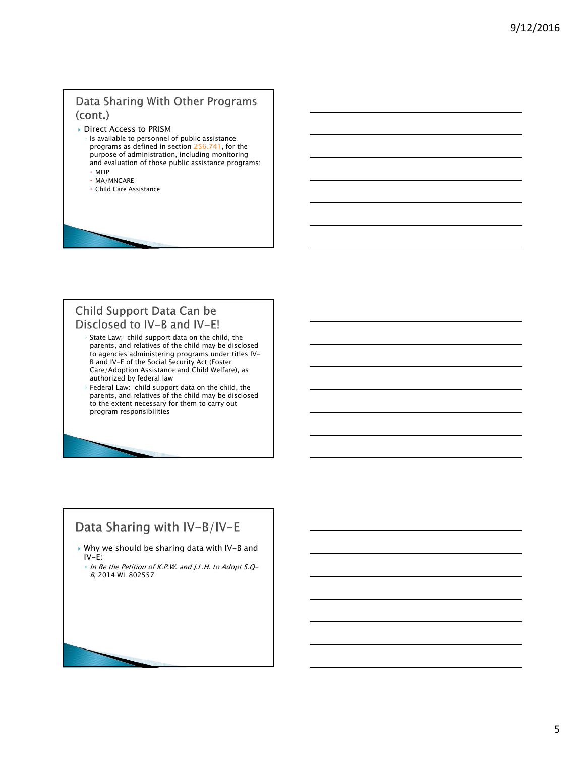## Data Sharing With Other Programs (cont.)

- Direct Access to PRISM
  - Is available to personnel of public assistance programs as defined in section 256.741, for the purpose of administration, including monitoring and evaluation of those public assistance programs:
    - MFIP
    - MA/MNCARE
    - Child Care Assistance

## Child Support Data Can be Disclosed to IV-B and IV-E!

- State Law; child support data on the child, the parents, and relatives of the child may be disclosed to agencies administering programs under titles IV-B and IV-E of the Social Security Act (Foster Care/Adoption Assistance and Child Welfare), as authorized by federal law
- Federal Law: child support data on the child, the parents, and relatives of the child may be disclosed to the extent necessary for them to carry out program responsibilities

## Data Sharing with IV-B/IV-E

- Why we should be sharing data with IV-B and IV-E:
  - *In Re the Petition of K.P.W. and J.L.H. to Adopt S.Q-B*, 2014 WL 802557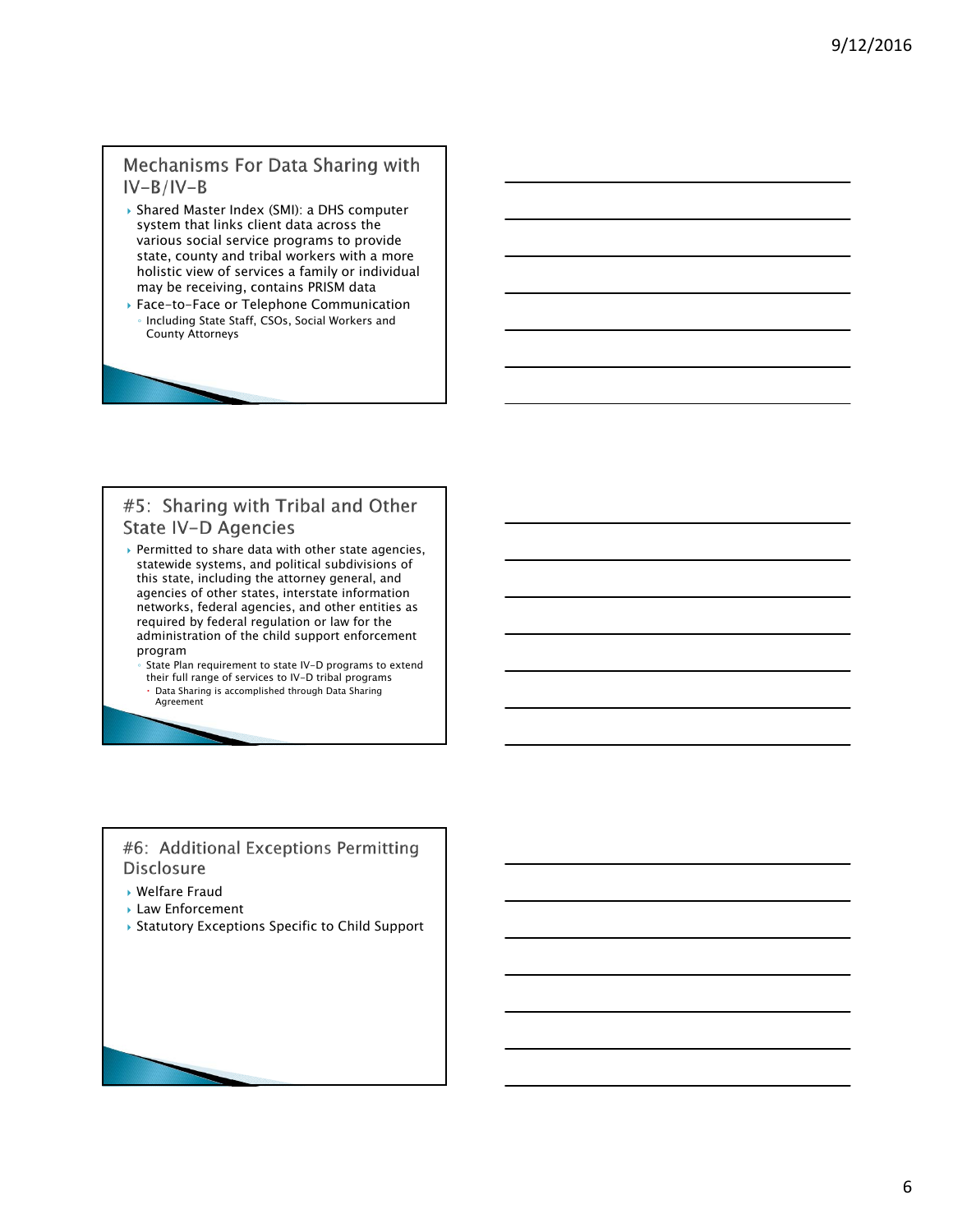## Mechanisms For Data Sharing with IV-B/IV-B

- Shared Master Index (SMI): a DHS computer system that links client data across the various social service programs to provide state, county and tribal workers with a more holistic view of services a family or individual may be receiving, contains PRISM data
- Face-to-Face or Telephone Communication
  - Including State Staff, CSOs, Social Workers and County Attorneys

## #5: Sharing with Tribal and Other State IV-D Agencies

- Permitted to share data with other state agencies, statewide systems, and political subdivisions of this state, including the attorney general, and agencies of other states, interstate information networks, federal agencies, and other entities as required by federal regulation or law for the administration of the child support enforcement program
  - State Plan requirement to state IV-D programs to extend their full range of services to IV-D tribal programs
    - Data Sharing is accomplished through Data Sharing Agreement

## #6: Additional Exceptions Permitting Disclosure

- Welfare Fraud
- Law Enforcement
- Statutory Exceptions Specific to Child Support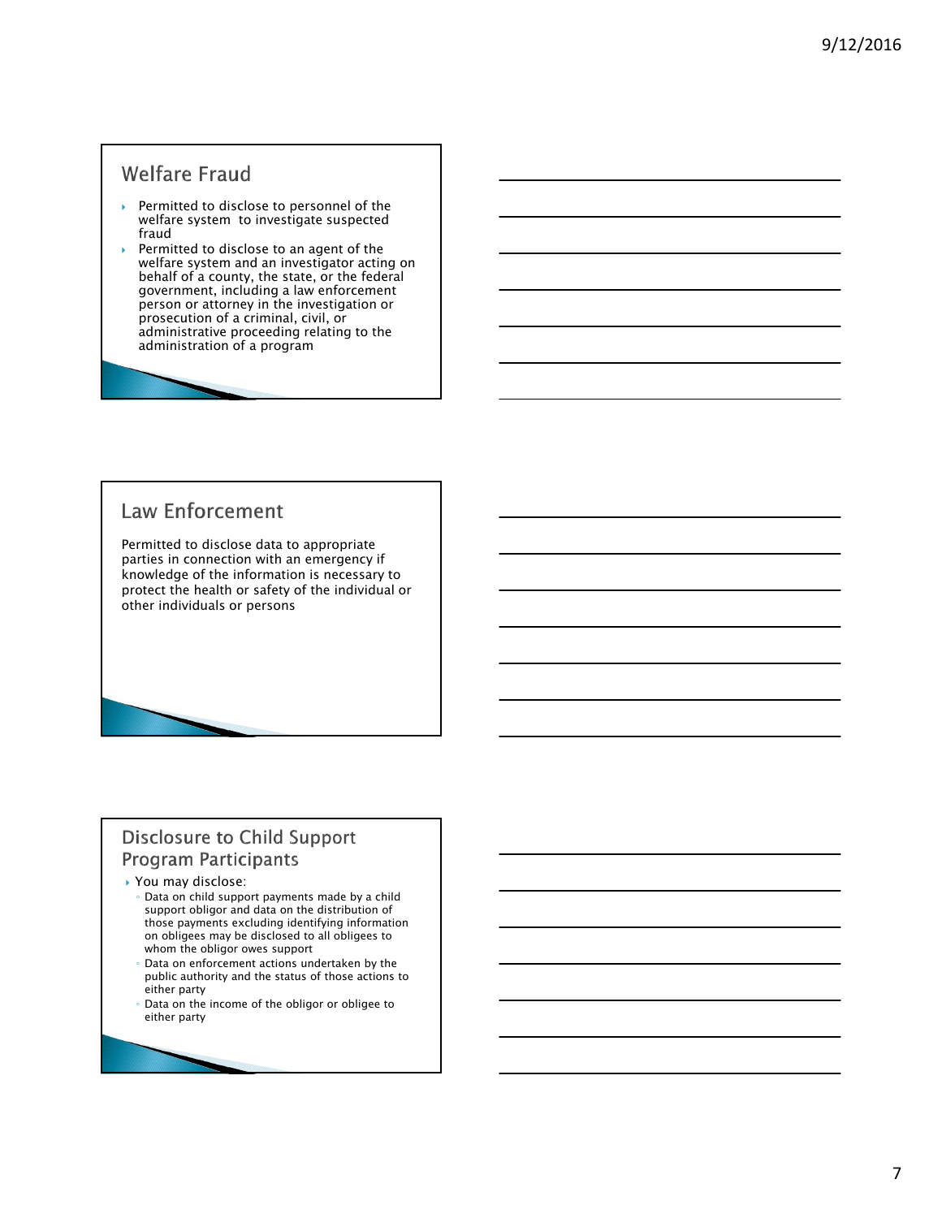## Welfare Fraud

- Permitted to disclose to personnel of the welfare system to investigate suspected fraud
- Permitted to disclose to an agent of the welfare system and an investigator acting on behalf of a county, the state, or the federal government, including a law enforcement person or attorney in the investigation or prosecution of a criminal, civil, or administrative proceeding relating to the administration of a program

## Law Enforcement

Permitted to disclose data to appropriate parties in connection with an emergency if knowledge of the information is necessary to protect the health or safety of the individual or other individuals or persons

## Disclosure to Child Support Program Participants

- You may disclose:
  - Data on child support payments made by a child support obligor and data on the distribution of those payments excluding identifying information on obligees may be disclosed to all obligees to whom the obligor owes support
  - Data on enforcement actions undertaken by the public authority and the status of those actions to either party
  - Data on the income of the obligor or obligee to either party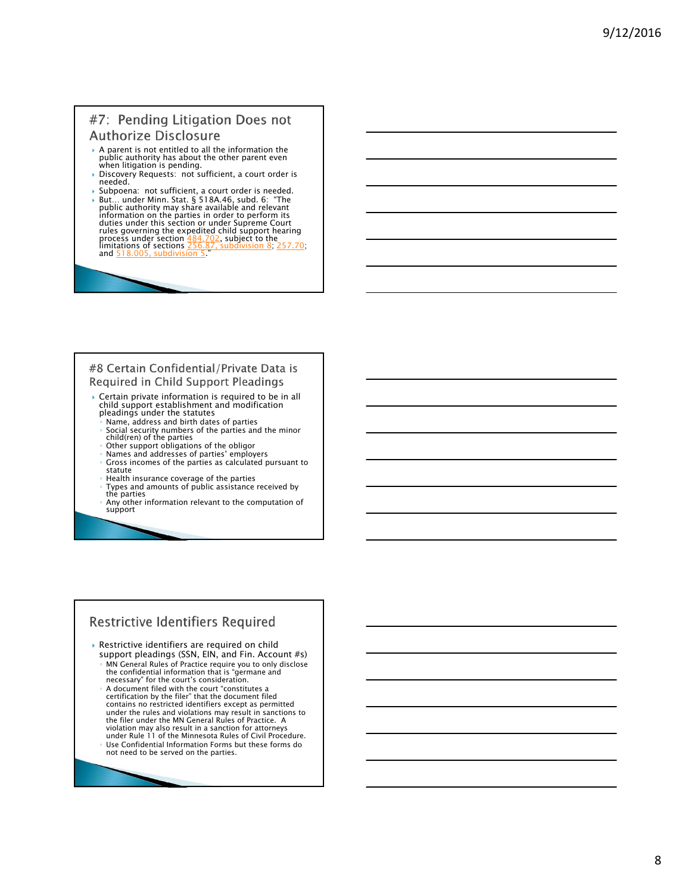## #7: Pending Litigation Does not Authorize Disclosure

- A parent is not entitled to all the information the public authority has about the other parent even when litigation is pending.
- Discovery Requests: not sufficient, a court order is needed.
- Subpoena: not sufficient, a court order is needed.
- But… under Minn. Stat. § 518A.46, subd. 6: "The public authority may share available and relevant information on the parties in order to perform its duties under this section or under Supreme Court rules governing the expedited child support hearing process under section 484.702, subject to the limitations of sections 256.87, subdivision 8; 257.70; and 518.005, subdivision 5."

## #8 Certain Confidential/Private Data is Required in Child Support Pleadings

- Certain private information is required to be in all child support establishment and modification pleadings under the statutes
  - Name, address and birth dates of parties
  - Social security numbers of the parties and the minor child(ren) of the parties
  - Other support obligations of the obligor
  - Names and addresses of parties' employers
  - Gross incomes of the parties as calculated pursuant to statute
  - Health insurance coverage of the parties
  - Types and amounts of public assistance received by the parties
  - Any other information relevant to the computation of support

## Restrictive Identifiers Required

- Restrictive identifiers are required on child support pleadings (SSN, EIN, and Fin. Account #s)
  - MN General Rules of Practice require you to only disclose the confidential information that is "germane and necessary" for the court's consideration.
  - A document filed with the court "constitutes a certification by the filer" that the document filed contains no restricted identifiers except as permitted under the rules and violations may result in sanctions to the filer under the MN General Rules of Practice. A violation may also result in a sanction for attorneys under Rule 11 of the Minnesota Rules of Civil Procedure.
  - Use Confidential Information Forms but these forms do not need to be served on the parties.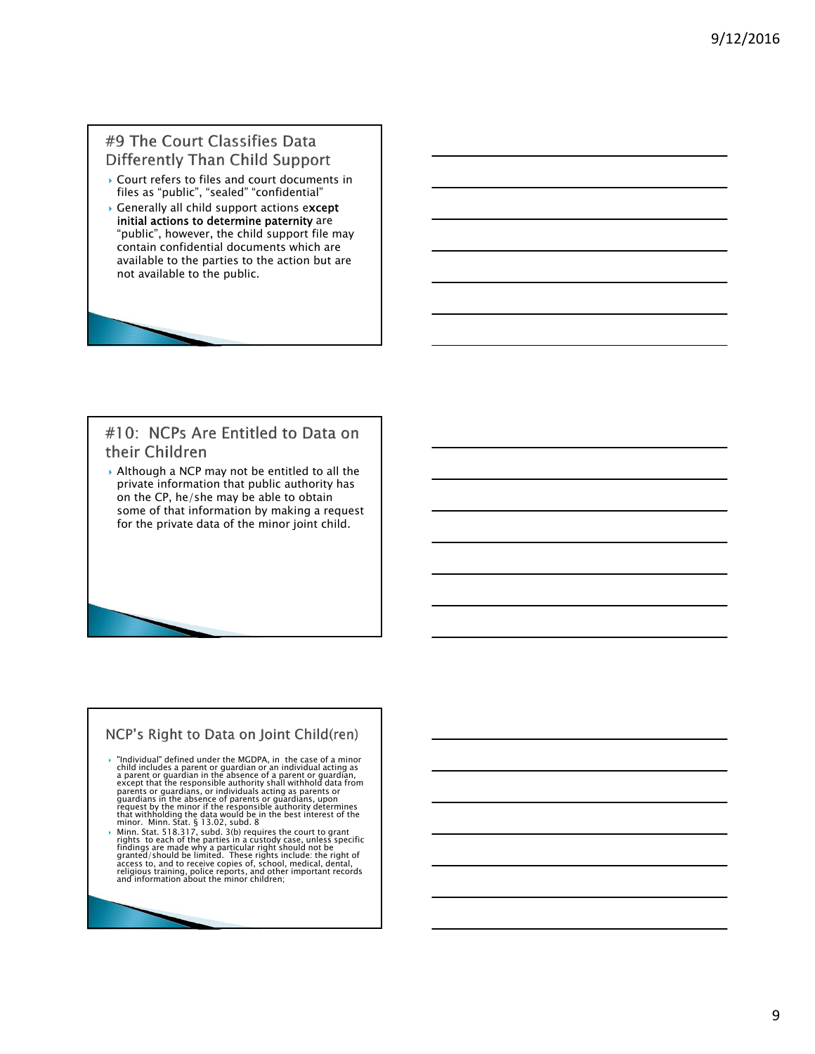## #9 The Court Classifies Data Differently Than Child Support

- Court refers to files and court documents in files as "public", "sealed" "confidential"
- Generally all child support actions e**xcept initial actions to determine paternity** are "public", however, the child support file may contain confidential documents which are available to the parties to the action but are not available to the public.

## #10: NCPs Are Entitled to Data on their Children

- Although a NCP may not be entitled to all the private information that public authority has on the CP, he/she may be able to obtain some of that information by making a request for the private data of the minor joint child.

## NCP's Right to Data on Joint Child(ren)

- "Individual" defined under the MGDPA, in the case of a minor child includes a parent or guardian or an individual acting as a parent or guardian in the absence of a parent or guardian, except that the responsible authority shall withhold data from parents or guardians, or individuals acting as parents or guardians in the absence of parents or guardians, upon request by the minor if the responsible authority determines that withholding the data would be in the best interest of the minor. Minn. Stat. § 13.02, subd. 8
- Minn. Stat. 518.317, subd. 3(b) requires the court to grant rights to each of the parties in a custody case, unless specific findings are made why a particular right should not be granted/should be limited. These rights include: the right of access to, and to receive copies of, school, medical, dental, religious training, police reports, and other important records and information about the minor children;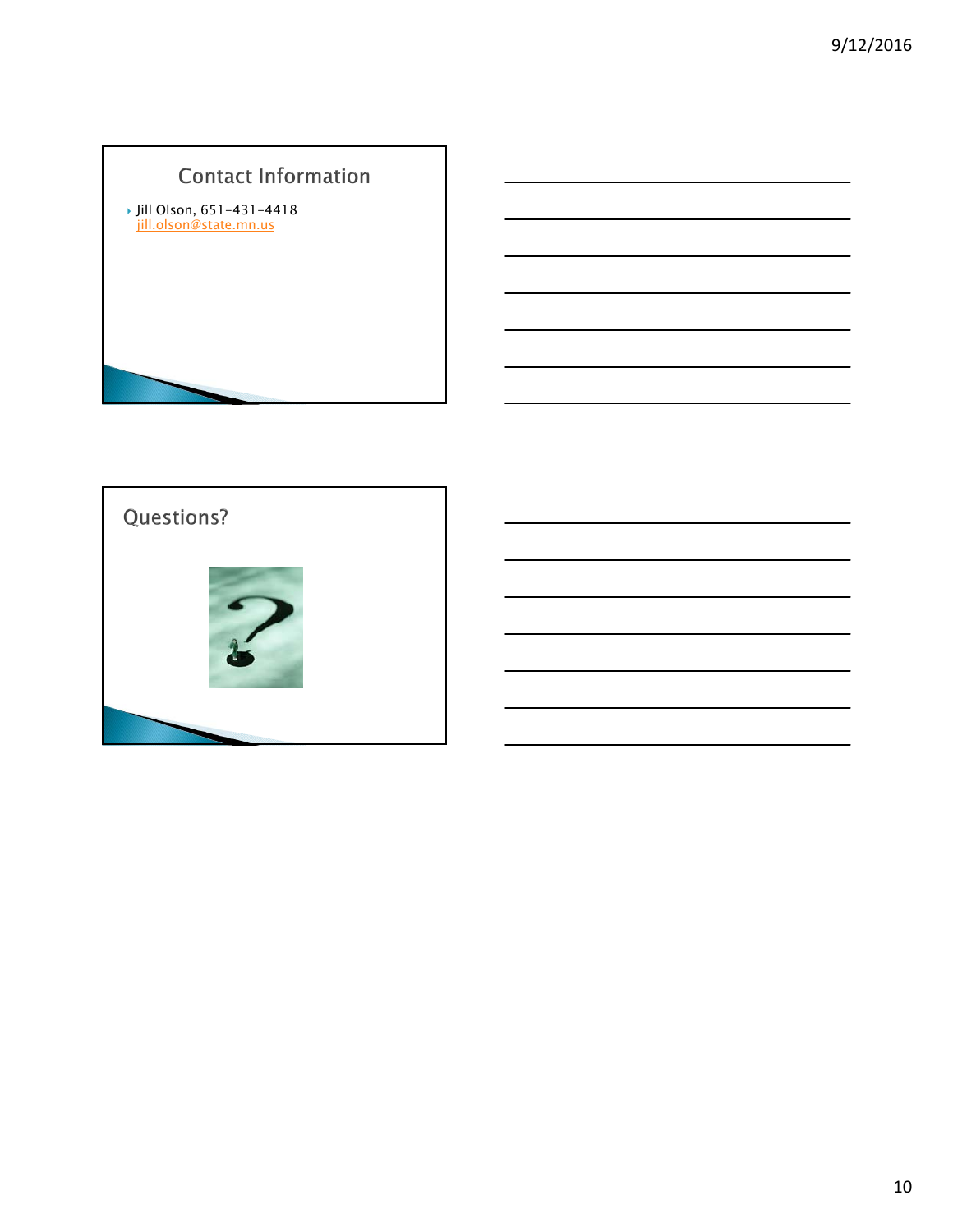## Contact Information

- Jill Olson, 651-431-4418
  jill.olson@state.mn.us

## Questions?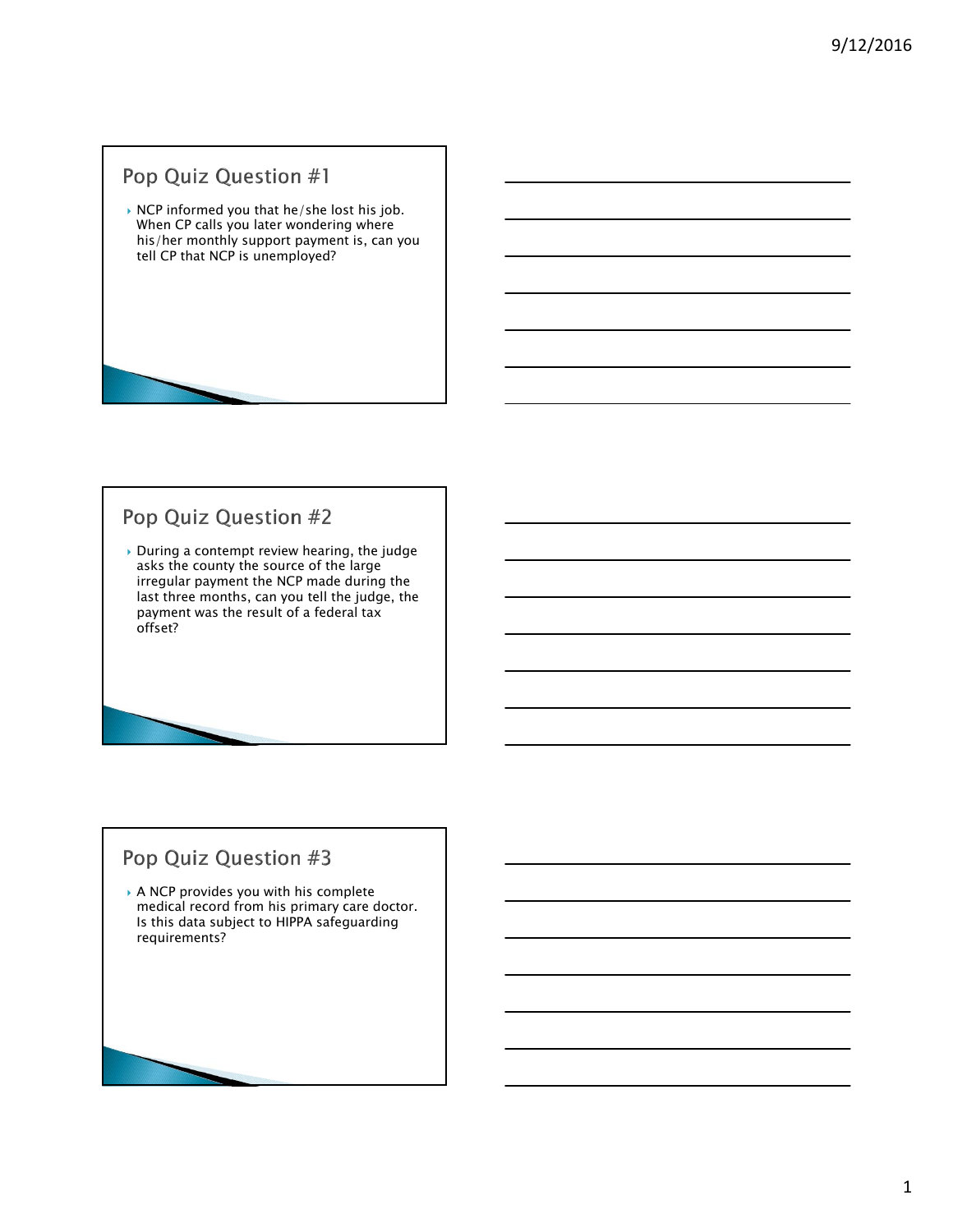## Pop Quiz Question #1

- NCP informed you that he/she lost his job. When CP calls you later wondering where his/her monthly support payment is, can you tell CP that NCP is unemployed?

## Pop Quiz Question #2

- During a contempt review hearing, the judge asks the county the source of the large irregular payment the NCP made during the last three months, can you tell the judge, the payment was the result of a federal tax offset?

## Pop Quiz Question #3

- A NCP provides you with his complete medical record from his primary care doctor. Is this data subject to HIPPA safeguarding requirements?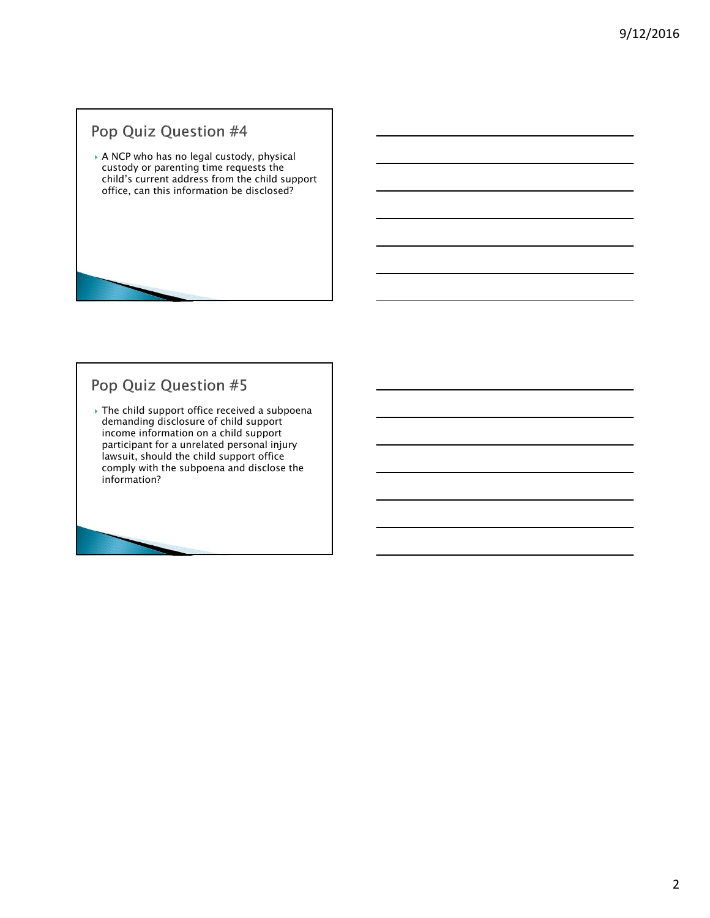## Pop Quiz Question #4

- A NCP who has no legal custody, physical custody or parenting time requests the child's current address from the child support office, can this information be disclosed?

## Pop Quiz Question #5

- The child support office received a subpoena demanding disclosure of child support income information on a child support participant for a unrelated personal injury lawsuit, should the child support office comply with the subpoena and disclose the information?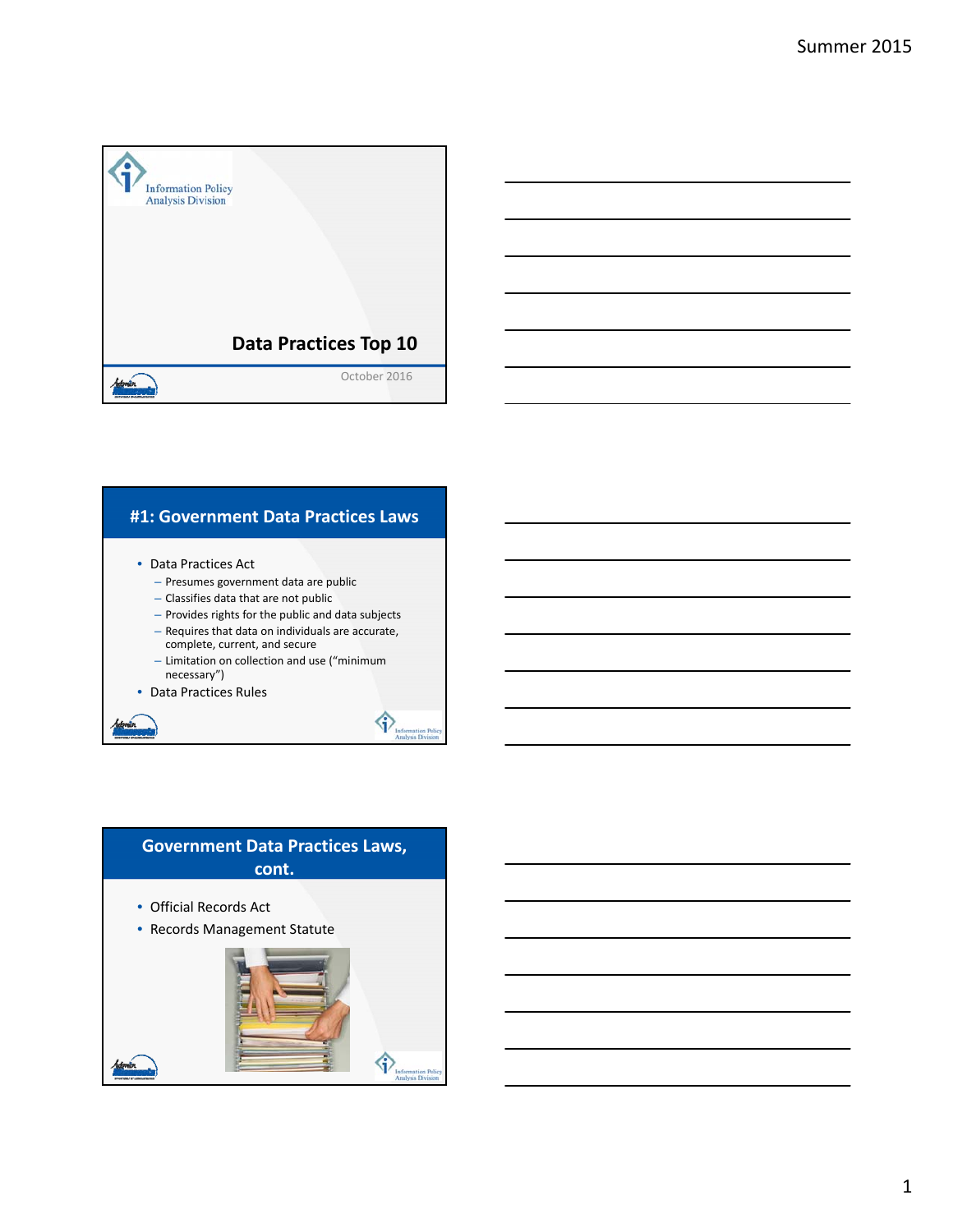## Data Practices Top 10

October 2016

## #1: Government Data Practices Laws

- Data Practices Act
  - Presumes government data are public
  - Classifies data that are not public
  - Provides rights for the public and data subjects
  - Requires that data on individuals are accurate, complete, current, and secure
  - Limitation on collection and use ("minimum necessary")
- Data Practices Rules

## Government Data Practices Laws, cont.

- Official Records Act
- Records Management Statute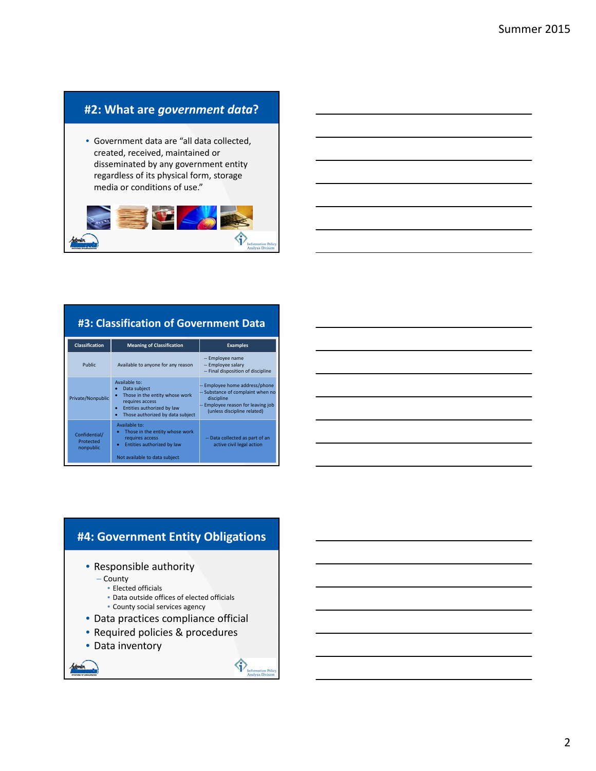## #2: What are *government data*?

- Government data are "all data collected, created, received, maintained or disseminated by any government entity regardless of its physical form, storage media or conditions of use."

## #3: Classification of Government Data

| Classification | Meaning of Classification | Examples |
|---|---|---|
| Public | Available to anyone for any reason | -- Employee name<br>-- Employee salary<br>-- Final disposition of discipline |
| Private/Nonpublic | Available to:<br>• Data subject<br>• Those in the entity whose work requires access<br>• Entities authorized by law<br>• Those authorized by data subject | -- Employee home address/phone<br>-- Substance of complaint when no discipline<br>-- Employee reason for leaving job (unless discipline related) |
| Confidential/ Protected nonpublic | Available to:<br>• Those in the entity whose work requires access<br>• Entities authorized by law<br><br>Not available to data subject | -- Data collected as part of an active civil legal action |

## #4: Government Entity Obligations

- Responsible authority
  - County
    - Elected officials
    - Data outside offices of elected officials
    - County social services agency
- Data practices compliance official
- Required policies & procedures
- Data inventory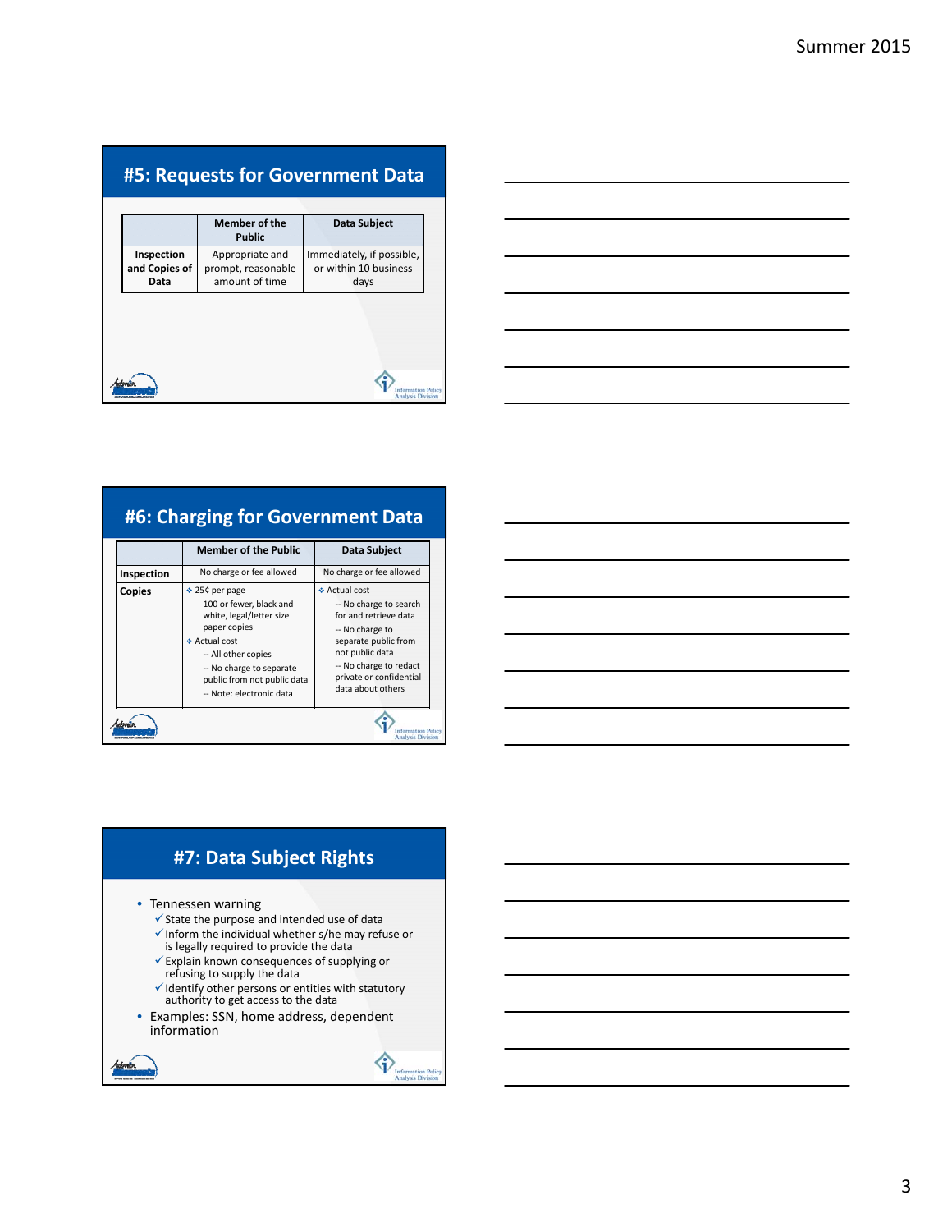## #5: Requests for Government Data

| | Member of the Public | Data Subject |
|---|---|---|
| **Inspection and Copies of Data** | Appropriate and prompt, reasonable amount of time | Immediately, if possible, or within 10 business days |

## #6: Charging for Government Data

| | Member of the Public | Data Subject |
|---|---|---|
| **Inspection** | No charge or fee allowed | No charge or fee allowed |
| **Copies** | ❖ 25¢ per page<br>100 or fewer, black and white, legal/letter size paper copies<br>❖ Actual cost<br>-- All other copies<br>-- No charge to separate public from not public data<br>-- Note: electronic data | ❖ Actual cost<br>-- No charge to search for and retrieve data<br>-- No charge to separate public from not public data<br>-- No charge to redact private or confidential data about others |

## #7: Data Subject Rights

- Tennessen warning
  - ✓ State the purpose and intended use of data
  - ✓ Inform the individual whether s/he may refuse or is legally required to provide the data
  - ✓ Explain known consequences of supplying or refusing to supply the data
  - ✓ Identify other persons or entities with statutory authority to get access to the data
- Examples: SSN, home address, dependent information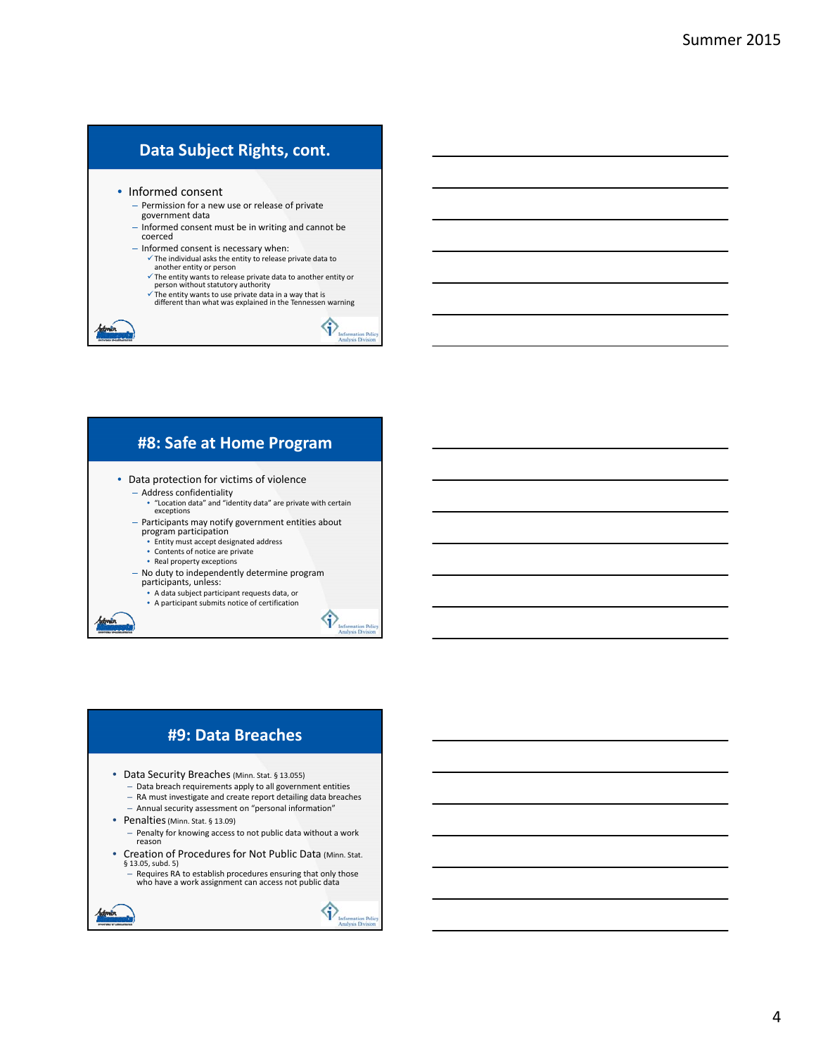## Data Subject Rights, cont.

- Informed consent
  - Permission for a new use or release of private government data
  - Informed consent must be in writing and cannot be coerced
  - Informed consent is necessary when:
    - ✓ The individual asks the entity to release private data to another entity or person
    - ✓ The entity wants to release private data to another entity or person without statutory authority
    - ✓ The entity wants to use private data in a way that is different than what was explained in the Tennessen warning

## #8: Safe at Home Program

- Data protection for victims of violence
  - Address confidentiality
    - "Location data" and "identity data" are private with certain exceptions
  - Participants may notify government entities about program participation
    - Entity must accept designated address
    - Contents of notice are private
    - Real property exceptions
  - No duty to independently determine program participants, unless:
    - A data subject participant requests data, or
    - A participant submits notice of certification

## #9: Data Breaches

- Data Security Breaches (Minn. Stat. § 13.055)
  - Data breach requirements apply to all government entities
  - RA must investigate and create report detailing data breaches
  - Annual security assessment on "personal information"
- Penalties (Minn. Stat. § 13.09)
  - Penalty for knowing access to not public data without a work reason
- Creation of Procedures for Not Public Data (Minn. Stat. § 13.05, subd. 5)
  - Requires RA to establish procedures ensuring that only those who have a work assignment can access not public data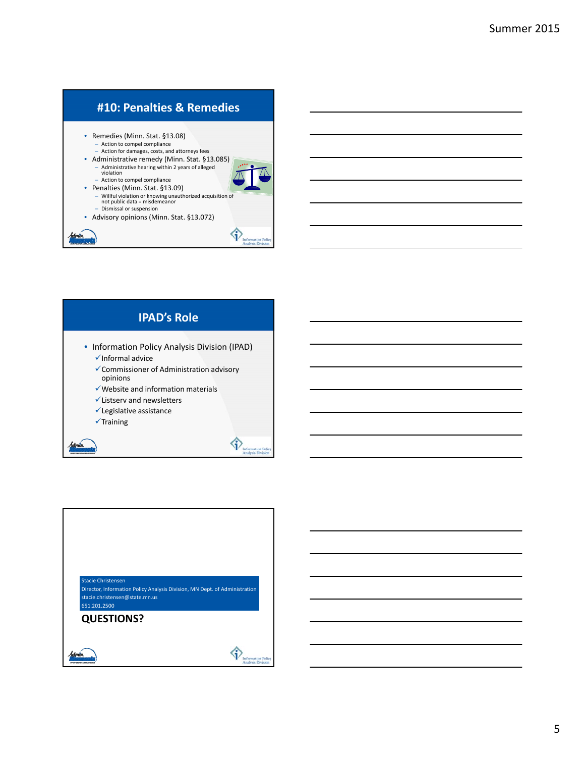## #10: Penalties & Remedies

- Remedies (Minn. Stat. §13.08)
  - Action to compel compliance
  - Action for damages, costs, and attorneys fees
- Administrative remedy (Minn. Stat. §13.085)
  - Administrative hearing within 2 years of alleged violation
  - Action to compel compliance
- Penalties (Minn. Stat. §13.09)
  - Willful violation or knowing unauthorized acquisition of not public data = misdemeanor
  - Dismissal or suspension
- Advisory opinions (Minn. Stat. §13.072)

## IPAD's Role

- Information Policy Analysis Division (IPAD)
  - ✓Informal advice
  - ✓Commissioner of Administration advisory opinions
  - ✓Website and information materials
  - ✓Listserv and newsletters
  - ✓Legislative assistance
  - ✓Training

Stacie Christensen
Director, Information Policy Analysis Division, MN Dept. of Administration
stacie.christensen@state.mn.us
651.201.2500

**QUESTIONS?**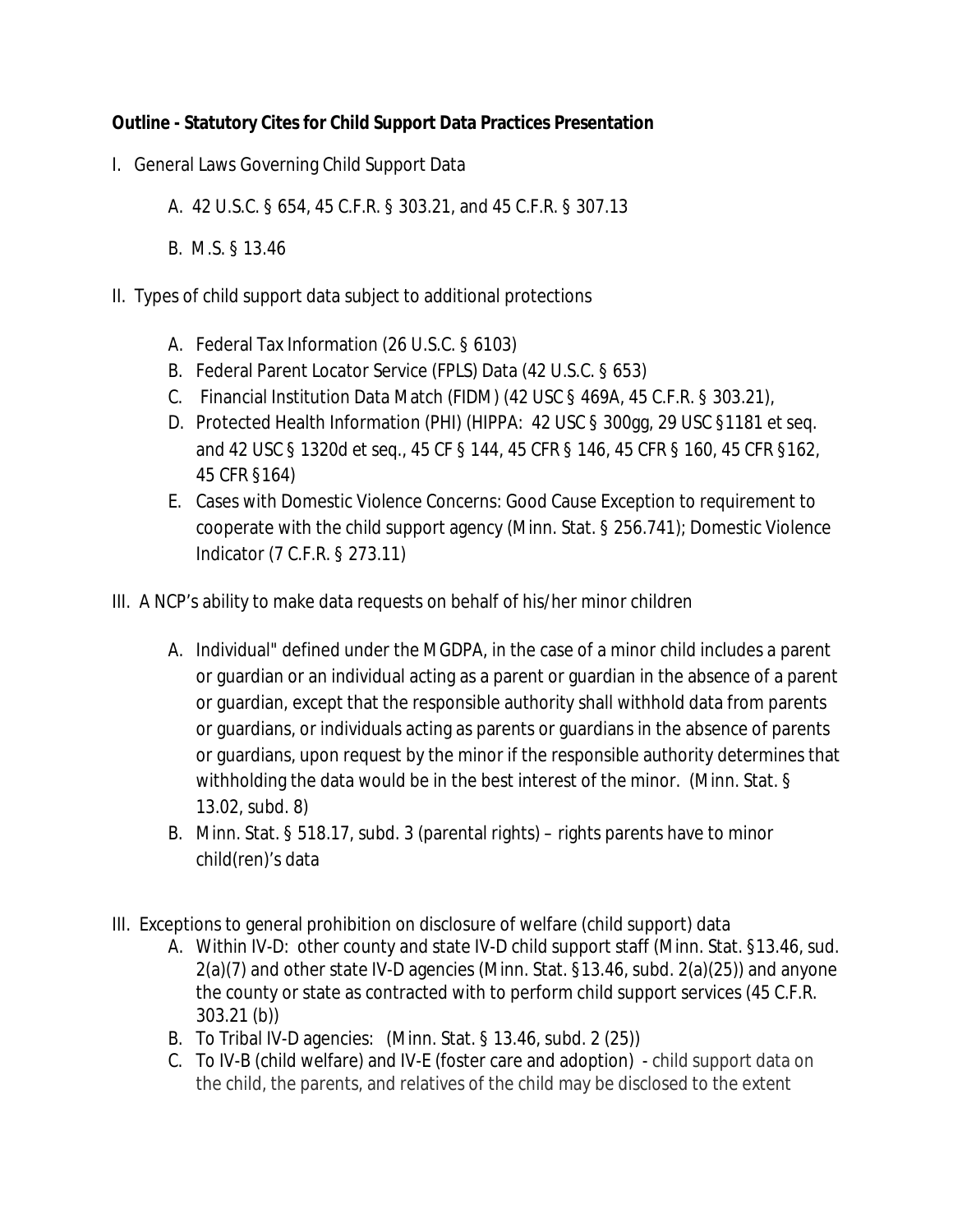**Outline - Statutory Cites for Child Support Data Practices Presentation**

I. General Laws Governing Child Support Data

   A. 42 U.S.C. § 654, 45 C.F.R. § 303.21, and 45 C.F.R. § 307.13

   B. M.S. § 13.46

II. Types of child support data subject to additional protections

   A. Federal Tax Information (26 U.S.C. § 6103)
   B. Federal Parent Locator Service (FPLS) Data (42 U.S.C. § 653)
   C. Financial Institution Data Match (FIDM) (42 USC § 469A, 45 C.F.R. § 303.21),
   D. Protected Health Information (PHI) (HIPPA: 42 USC § 300gg, 29 USC §1181 et seq. and 42 USC § 1320d et seq., 45 CF § 144, 45 CFR § 146, 45 CFR § 160, 45 CFR §162, 45 CFR §164)
   E. Cases with Domestic Violence Concerns: Good Cause Exception to requirement to cooperate with the child support agency (Minn. Stat. § 256.741); Domestic Violence Indicator (7 C.F.R. § 273.11)

III. A NCP's ability to make data requests on behalf of his/her minor children

   A. Individual" defined under the MGDPA, in the case of a minor child includes a parent or guardian or an individual acting as a parent or guardian in the absence of a parent or guardian, except that the responsible authority shall withhold data from parents or guardians, or individuals acting as parents or guardians in the absence of parents or guardians, upon request by the minor if the responsible authority determines that withholding the data would be in the best interest of the minor. (Minn. Stat. § 13.02, subd. 8)
   B. Minn. Stat. § 518.17, subd. 3 (parental rights) – rights parents have to minor child(ren)'s data

III. Exceptions to general prohibition on disclosure of welfare (child support) data
   A. Within IV-D: other county and state IV-D child support staff (Minn. Stat. §13.46, sud. 2(a)(7) and other state IV-D agencies (Minn. Stat. §13.46, subd. 2(a)(25)) and anyone the county or state as contracted with to perform child support services (45 C.F.R. 303.21 (b))
   B. To Tribal IV-D agencies: (Minn. Stat. § 13.46, subd. 2 (25))
   C. To IV-B (child welfare) and IV-E (foster care and adoption) - child support data on the child, the parents, and relatives of the child may be disclosed to the extent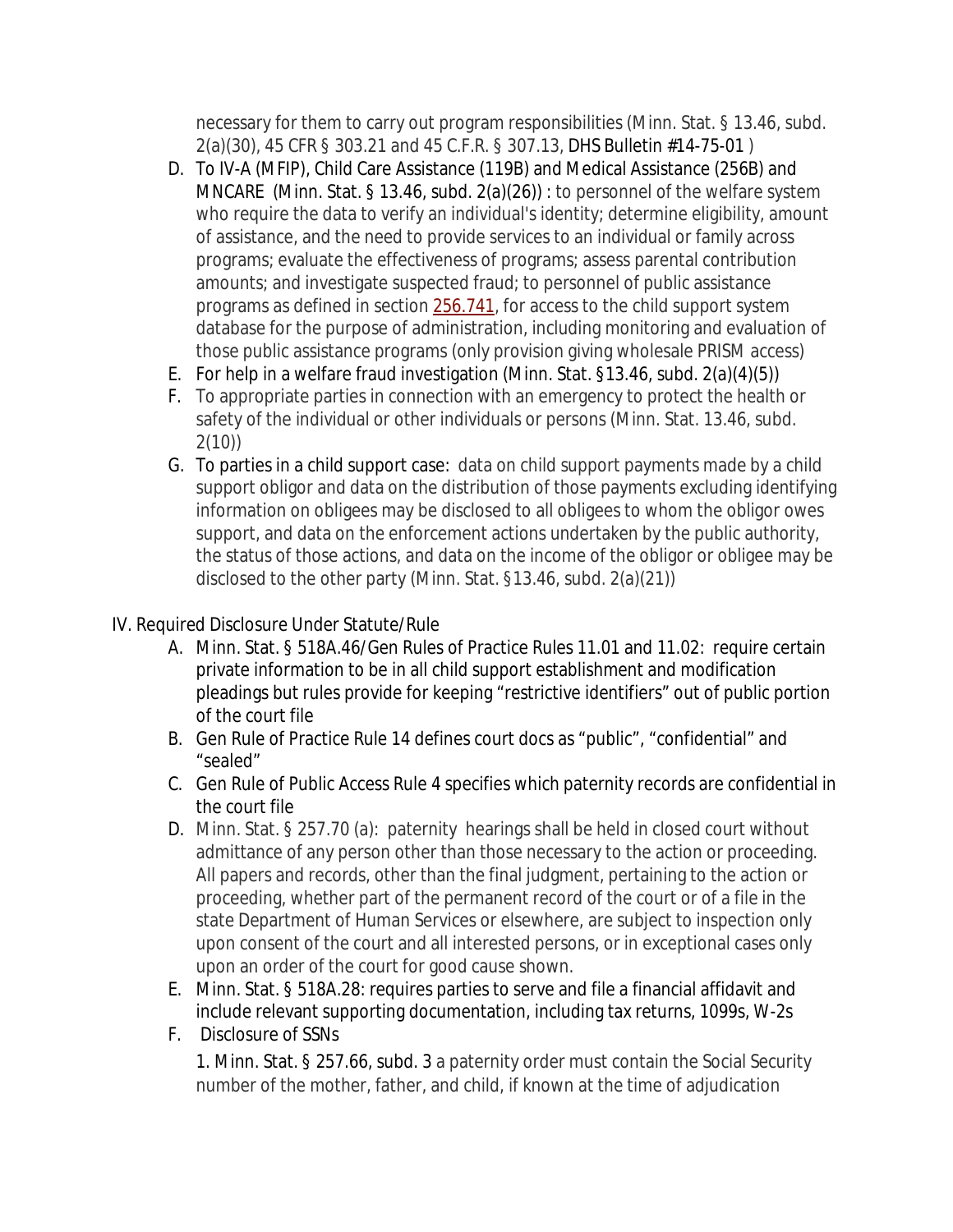necessary for them to carry out program responsibilities (Minn. Stat. § 13.46, subd. 2(a)(30), 45 CFR § 303.21 and 45 C.F.R. § 307.13, DHS Bulletin #14-75-01 )

D. To IV-A (MFIP), Child Care Assistance (119B) and Medical Assistance (256B) and MNCARE (Minn. Stat. § 13.46, subd. 2(a)(26)) : to personnel of the welfare system who require the data to verify an individual's identity; determine eligibility, amount of assistance, and the need to provide services to an individual or family across programs; evaluate the effectiveness of programs; assess parental contribution amounts; and investigate suspected fraud; to personnel of public assistance programs as defined in section 256.741, for access to the child support system database for the purpose of administration, including monitoring and evaluation of those public assistance programs (only provision giving wholesale PRISM access)
E. For help in a welfare fraud investigation (Minn. Stat. §13.46, subd. 2(a)(4)(5))
F. To appropriate parties in connection with an emergency to protect the health or safety of the individual or other individuals or persons (Minn. Stat. 13.46, subd. 2(10))
G. To parties in a child support case: data on child support payments made by a child support obligor and data on the distribution of those payments excluding identifying information on obligees may be disclosed to all obligees to whom the obligor owes support, and data on the enforcement actions undertaken by the public authority, the status of those actions, and data on the income of the obligor or obligee may be disclosed to the other party (Minn. Stat. §13.46, subd. 2(a)(21))

IV. Required Disclosure Under Statute/Rule

A. Minn. Stat. § 518A.46/Gen Rules of Practice Rules 11.01 and 11.02: require certain private information to be in all child support establishment and modification pleadings but rules provide for keeping "restrictive identifiers" out of public portion of the court file
B. Gen Rule of Practice Rule 14 defines court docs as "public", "confidential" and "sealed"
C. Gen Rule of Public Access Rule 4 specifies which paternity records are confidential in the court file
D. Minn. Stat. § 257.70 (a): paternity hearings shall be held in closed court without admittance of any person other than those necessary to the action or proceeding. All papers and records, other than the final judgment, pertaining to the action or proceeding, whether part of the permanent record of the court or of a file in the state Department of Human Services or elsewhere, are subject to inspection only upon consent of the court and all interested persons, or in exceptional cases only upon an order of the court for good cause shown.
E. Minn. Stat. § 518A.28: requires parties to serve and file a financial affidavit and include relevant supporting documentation, including tax returns, 1099s, W-2s
F. Disclosure of SSNs

   1. Minn. Stat. § 257.66, subd. 3 a paternity order must contain the Social Security number of the mother, father, and child, if known at the time of adjudication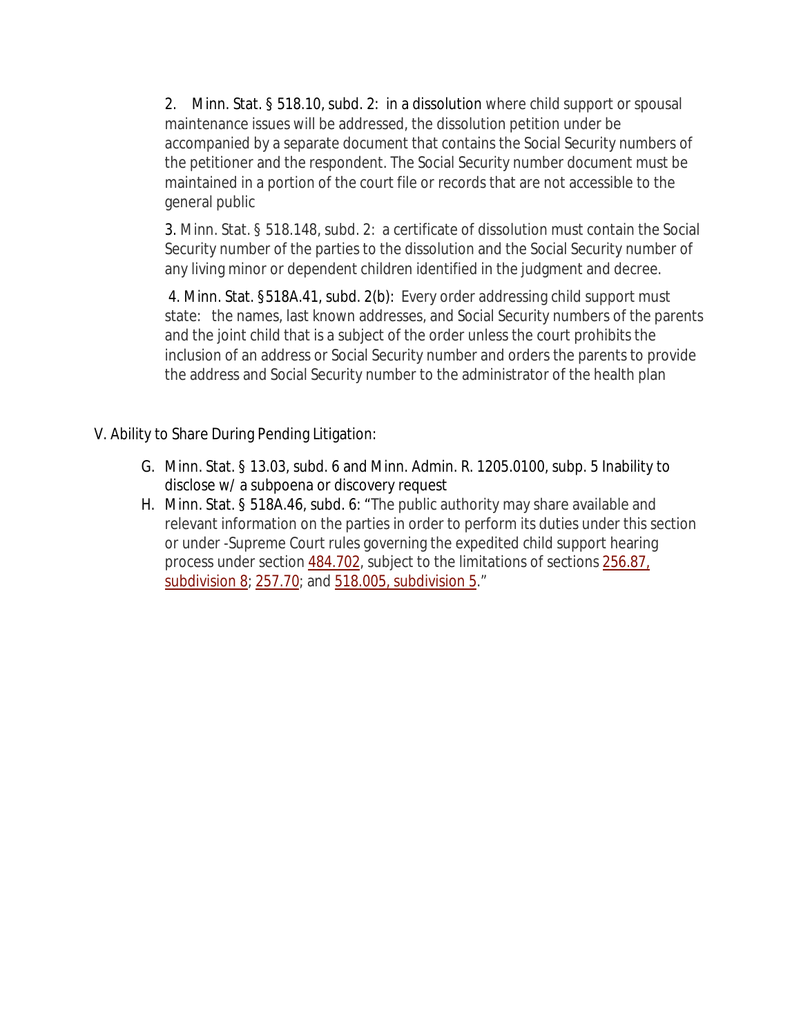2. Minn. Stat. § 518.10, subd. 2: in a dissolution where child support or spousal maintenance issues will be addressed, the dissolution petition under be accompanied by a separate document that contains the Social Security numbers of the petitioner and the respondent. The Social Security number document must be maintained in a portion of the court file or records that are not accessible to the general public

3. Minn. Stat. § 518.148, subd. 2: a certificate of dissolution must contain the Social Security number of the parties to the dissolution and the Social Security number of any living minor or dependent children identified in the judgment and decree.

4. Minn. Stat. §518A.41, subd. 2(b): Every order addressing child support must state: the names, last known addresses, and Social Security numbers of the parents and the joint child that is a subject of the order unless the court prohibits the inclusion of an address or Social Security number and orders the parents to provide the address and Social Security number to the administrator of the health plan

V. Ability to Share During Pending Litigation:

G. Minn. Stat. § 13.03, subd. 6 and Minn. Admin. R. 1205.0100, subp. 5 Inability to disclose w/ a subpoena or discovery request

H. Minn. Stat. § 518A.46, subd. 6: "The public authority may share available and relevant information on the parties in order to perform its duties under this section or under -Supreme Court rules governing the expedited child support hearing process under section 484.702, subject to the limitations of sections 256.87, subdivision 8; 257.70; and 518.005, subdivision 5."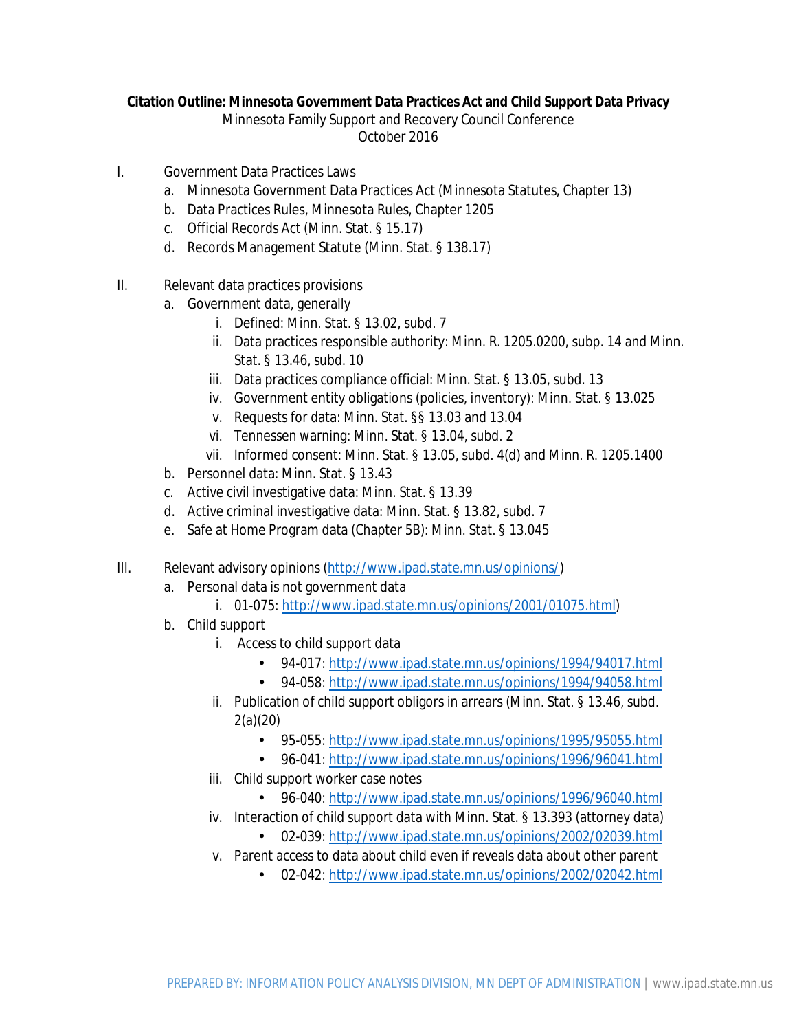**Citation Outline: Minnesota Government Data Practices Act and Child Support Data Privacy**

Minnesota Family Support and Recovery Council Conference

October 2016

I. Government Data Practices Laws
   a. Minnesota Government Data Practices Act (Minnesota Statutes, Chapter 13)
   b. Data Practices Rules, Minnesota Rules, Chapter 1205
   c. Official Records Act (Minn. Stat. § 15.17)
   d. Records Management Statute (Minn. Stat. § 138.17)

II. Relevant data practices provisions
   a. Government data, generally
      i. Defined: Minn. Stat. § 13.02, subd. 7
      ii. Data practices responsible authority: Minn. R. 1205.0200, subp. 14 and Minn. Stat. § 13.46, subd. 10
      iii. Data practices compliance official: Minn. Stat. § 13.05, subd. 13
      iv. Government entity obligations (policies, inventory): Minn. Stat. § 13.025
      v. Requests for data: Minn. Stat. §§ 13.03 and 13.04
      vi. Tennessen warning: Minn. Stat. § 13.04, subd. 2
      vii. Informed consent: Minn. Stat. § 13.05, subd. 4(d) and Minn. R. 1205.1400
   b. Personnel data: Minn. Stat. § 13.43
   c. Active civil investigative data: Minn. Stat. § 13.39
   d. Active criminal investigative data: Minn. Stat. § 13.82, subd. 7
   e. Safe at Home Program data (Chapter 5B): Minn. Stat. § 13.045

III. Relevant advisory opinions (http://www.ipad.state.mn.us/opinions/)
   a. Personal data is not government data
      i. 01-075: http://www.ipad.state.mn.us/opinions/2001/01075.html)
   b. Child support
      i. Access to child support data
         - 94-017: http://www.ipad.state.mn.us/opinions/1994/94017.html
         - 94-058: http://www.ipad.state.mn.us/opinions/1994/94058.html
      ii. Publication of child support obligors in arrears (Minn. Stat. § 13.46, subd. 2(a)(20)
         - 95-055: http://www.ipad.state.mn.us/opinions/1995/95055.html
         - 96-041: http://www.ipad.state.mn.us/opinions/1996/96041.html
      iii. Child support worker case notes
         - 96-040: http://www.ipad.state.mn.us/opinions/1996/96040.html
      iv. Interaction of child support data with Minn. Stat. § 13.393 (attorney data)
         - 02-039: http://www.ipad.state.mn.us/opinions/2002/02039.html
      v. Parent access to data about child even if reveals data about other parent
         - 02-042: http://www.ipad.state.mn.us/opinions/2002/02042.html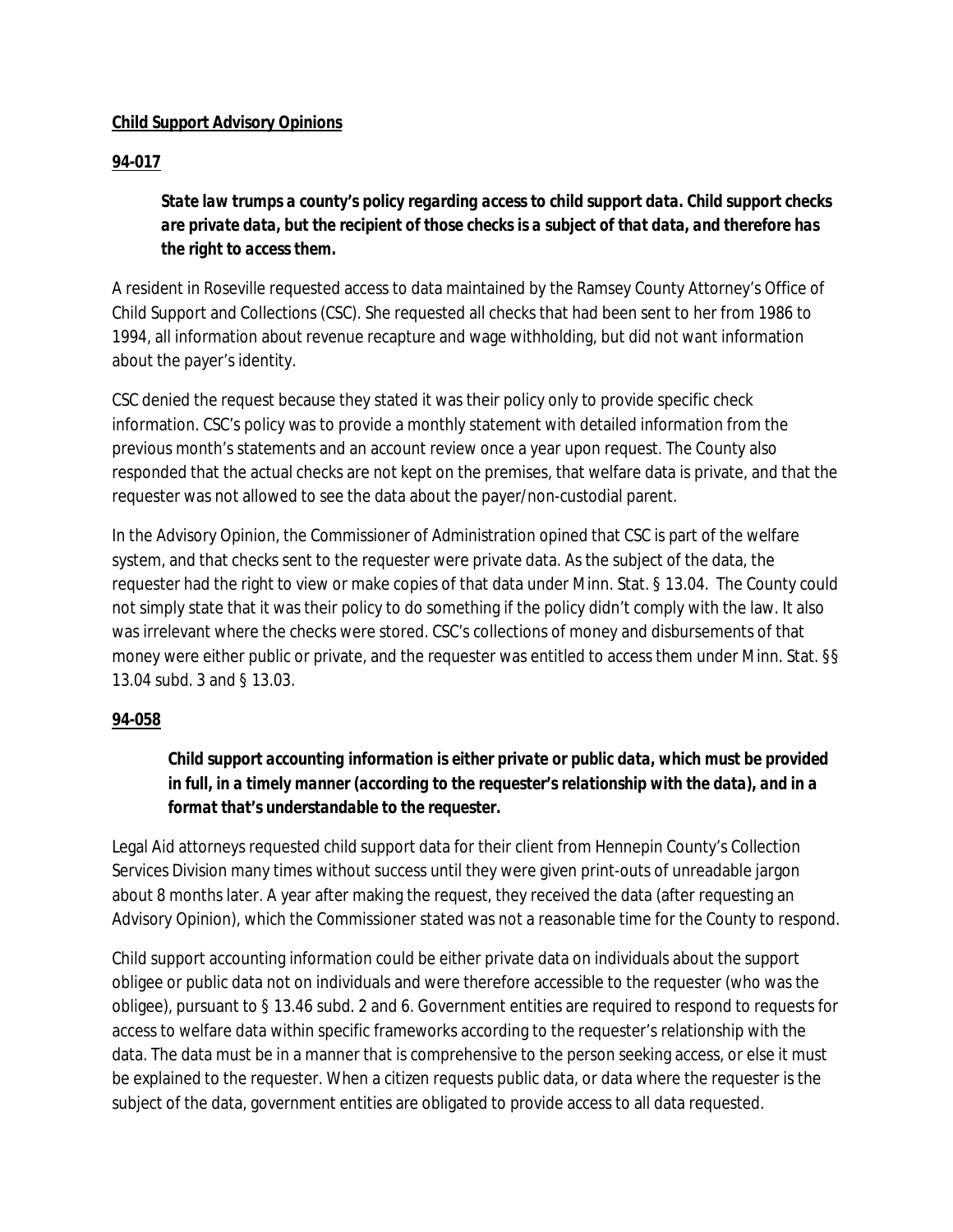**Child Support Advisory Opinions**

**94-017**

> ***State law trumps a county's policy regarding access to child support data. Child support checks are private data, but the recipient of those checks is a subject of that data, and therefore has the right to access them.***

A resident in Roseville requested access to data maintained by the Ramsey County Attorney's Office of Child Support and Collections (CSC). She requested all checks that had been sent to her from 1986 to 1994, all information about revenue recapture and wage withholding, but did not want information about the payer's identity.

CSC denied the request because they stated it was their policy only to provide specific check information. CSC's policy was to provide a monthly statement with detailed information from the previous month's statements and an account review once a year upon request. The County also responded that the actual checks are not kept on the premises, that welfare data is private, and that the requester was not allowed to see the data about the payer/non-custodial parent.

In the Advisory Opinion, the Commissioner of Administration opined that CSC is part of the welfare system, and that checks sent to the requester were private data. As the subject of the data, the requester had the right to view or make copies of that data under Minn. Stat. § 13.04. The County could not simply state that it was their policy to do something if the policy didn't comply with the law. It also was irrelevant where the checks were stored. CSC's collections of money and disbursements of that money were either public or private, and the requester was entitled to access them under Minn. Stat. §§ 13.04 subd. 3 and § 13.03.

**94-058**

> ***Child support accounting information is either private or public data, which must be provided in full, in a timely manner (according to the requester's relationship with the data), and in a format that's understandable to the requester.***

Legal Aid attorneys requested child support data for their client from Hennepin County's Collection Services Division many times without success until they were given print-outs of unreadable jargon about 8 months later. A year after making the request, they received the data (after requesting an Advisory Opinion), which the Commissioner stated was not a reasonable time for the County to respond.

Child support accounting information could be either private data on individuals about the support obligee or public data not on individuals and were therefore accessible to the requester (who was the obligee), pursuant to § 13.46 subd. 2 and 6. Government entities are required to respond to requests for access to welfare data within specific frameworks according to the requester's relationship with the data. The data must be in a manner that is comprehensive to the person seeking access, or else it must be explained to the requester. When a citizen requests public data, or data where the requester is the subject of the data, government entities are obligated to provide access to all data requested.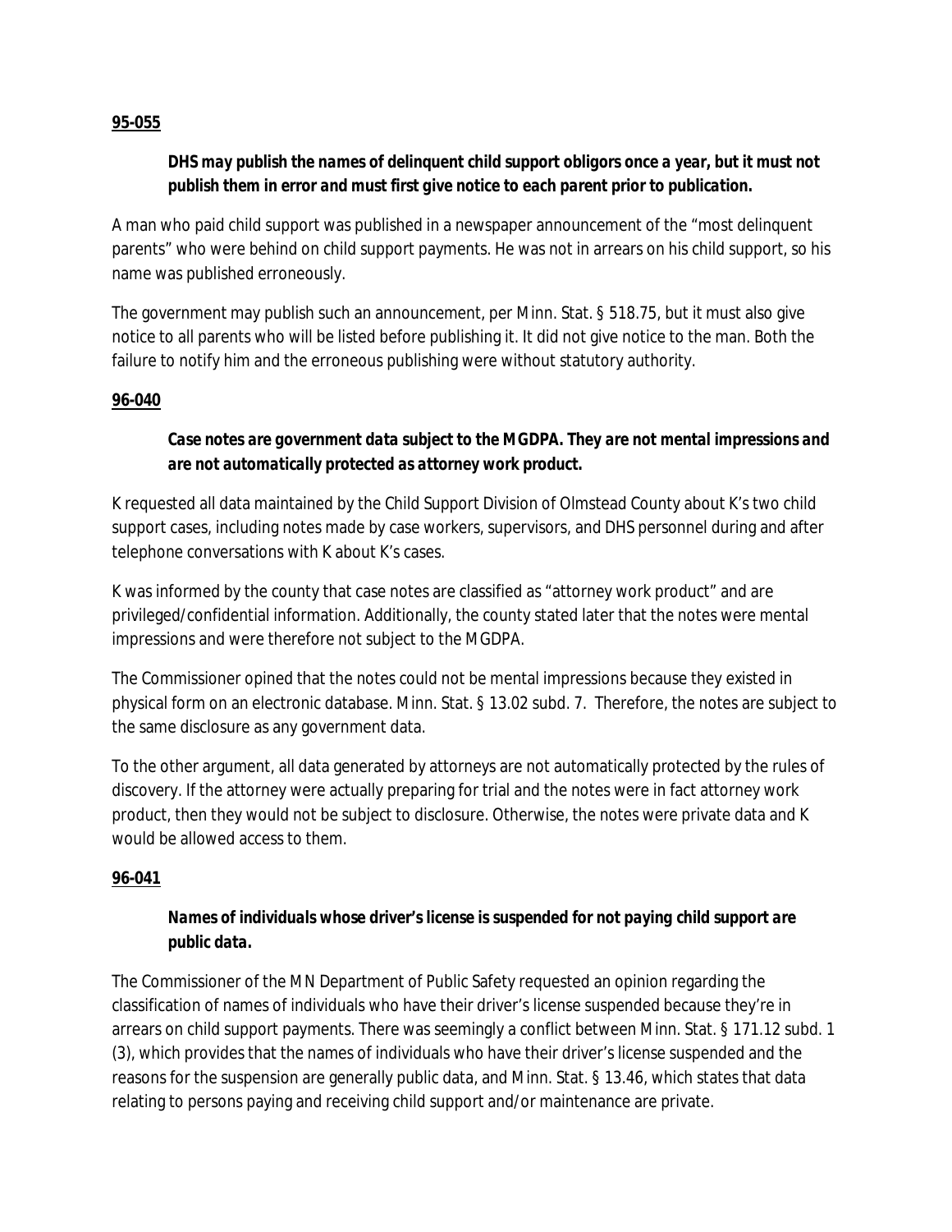**95-055**

> ***DHS may publish the names of delinquent child support obligors once a year, but it must not publish them in error and must first give notice to each parent prior to publication.***

A man who paid child support was published in a newspaper announcement of the "most delinquent parents" who were behind on child support payments. He was not in arrears on his child support, so his name was published erroneously.

The government may publish such an announcement, per Minn. Stat. § 518.75, but it must also give notice to all parents who will be listed before publishing it. It did not give notice to the man. Both the failure to notify him and the erroneous publishing were without statutory authority.

**96-040**

> ***Case notes are government data subject to the MGDPA. They are not mental impressions and are not automatically protected as attorney work product.***

K requested all data maintained by the Child Support Division of Olmstead County about K's two child support cases, including notes made by case workers, supervisors, and DHS personnel during and after telephone conversations with K about K's cases.

K was informed by the county that case notes are classified as "attorney work product" and are privileged/confidential information. Additionally, the county stated later that the notes were mental impressions and were therefore not subject to the MGDPA.

The Commissioner opined that the notes could not be mental impressions because they existed in physical form on an electronic database. Minn. Stat. § 13.02 subd. 7. Therefore, the notes are subject to the same disclosure as any government data.

To the other argument, all data generated by attorneys are not automatically protected by the rules of discovery. If the attorney were actually preparing for trial and the notes were in fact attorney work product, then they would not be subject to disclosure. Otherwise, the notes were private data and K would be allowed access to them.

**96-041**

> ***Names of individuals whose driver's license is suspended for not paying child support are public data.***

The Commissioner of the MN Department of Public Safety requested an opinion regarding the classification of names of individuals who have their driver's license suspended because they're in arrears on child support payments. There was seemingly a conflict between Minn. Stat. § 171.12 subd. 1 (3), which provides that the names of individuals who have their driver's license suspended and the reasons for the suspension are generally public data, and Minn. Stat. § 13.46, which states that data relating to persons paying and receiving child support and/or maintenance are private.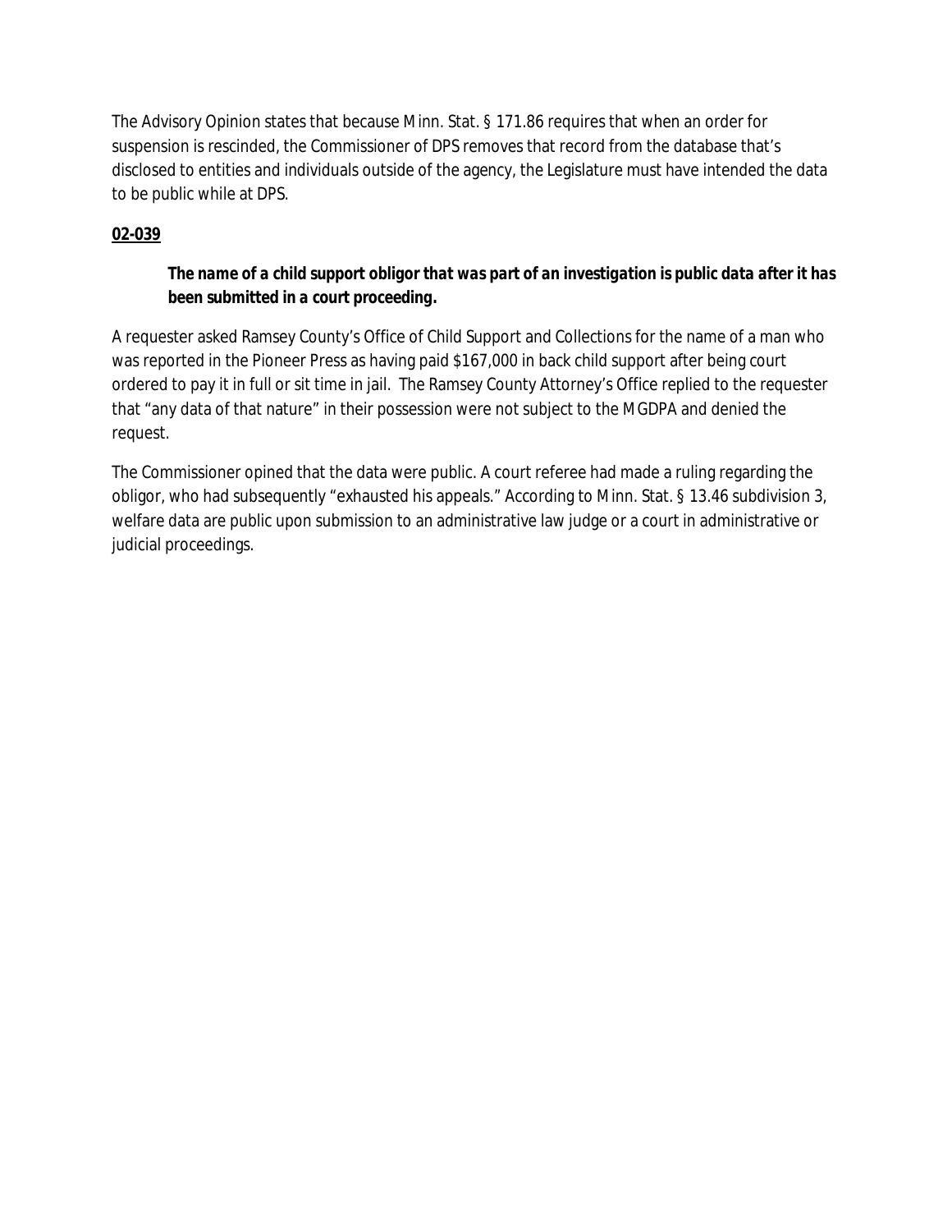The Advisory Opinion states that because Minn. Stat. § 171.86 requires that when an order for suspension is rescinded, the Commissioner of DPS removes that record from the database that's disclosed to entities and individuals outside of the agency, the Legislature must have intended the data to be public while at DPS.

**02-039**

> ***The name of a child support obligor that was part of an investigation is public data after it has been submitted in a court proceeding.***

A requester asked Ramsey County's Office of Child Support and Collections for the name of a man who was reported in the Pioneer Press as having paid $167,000 in back child support after being court ordered to pay it in full or sit time in jail. The Ramsey County Attorney's Office replied to the requester that "any data of that nature" in their possession were not subject to the MGDPA and denied the request.

The Commissioner opined that the data were public. A court referee had made a ruling regarding the obligor, who had subsequently "exhausted his appeals." According to Minn. Stat. § 13.46 subdivision 3, welfare data are public upon submission to an administrative law judge or a court in administrative or judicial proceedings.